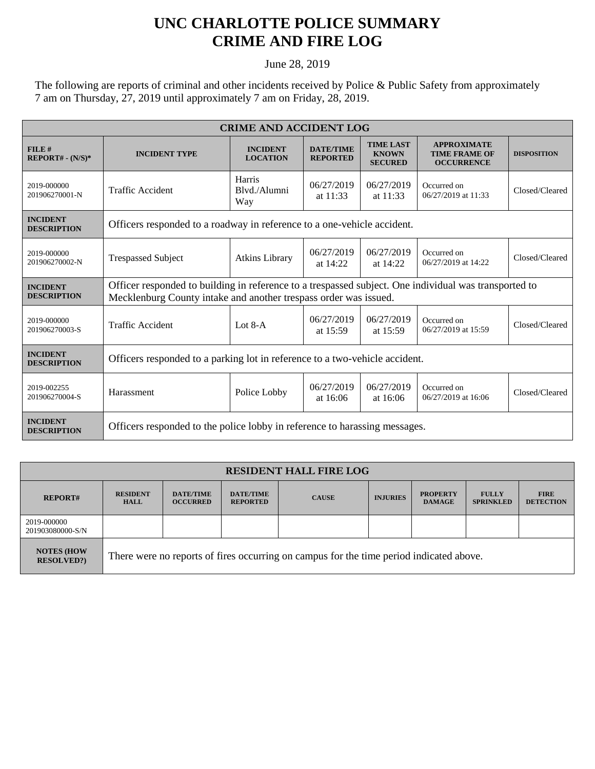# UNC CHARLOTTE POLICE SUMMARY
# CRIME AND FIRE LOG

June 28, 2019

The following are reports of criminal and other incidents received by Police & Public Safety from approximately 7 am on Thursday, 27, 2019 until approximately 7 am on Friday, 28, 2019.

| CRIME AND ACCIDENT LOG | | | | | | |
|---|---|---|---|---|---|---|
| **FILE # REPORT# - (N/S)*** | **INCIDENT TYPE** | **INCIDENT LOCATION** | **DATE/TIME REPORTED** | **TIME LAST KNOWN SECURED** | **APPROXIMATE TIME FRAME OF OCCURRENCE** | **DISPOSITION** |
| 2019-000000 201906270001-N | Traffic Accident | Harris Blvd./Alumni Way | 06/27/2019 at 11:33 | 06/27/2019 at 11:33 | Occurred on 06/27/2019 at 11:33 | Closed/Cleared |
| **INCIDENT DESCRIPTION** | Officers responded to a roadway in reference to a one-vehicle accident. | | | | | |
| 2019-000000 201906270002-N | Trespassed Subject | Atkins Library | 06/27/2019 at 14:22 | 06/27/2019 at 14:22 | Occurred on 06/27/2019 at 14:22 | Closed/Cleared |
| **INCIDENT DESCRIPTION** | Officer responded to building in reference to a trespassed subject. One individual was transported to Mecklenburg County intake and another trespass order was issued. | | | | | |
| 2019-000000 201906270003-S | Traffic Accident | Lot 8-A | 06/27/2019 at 15:59 | 06/27/2019 at 15:59 | Occurred on 06/27/2019 at 15:59 | Closed/Cleared |
| **INCIDENT DESCRIPTION** | Officers responded to a parking lot in reference to a two-vehicle accident. | | | | | |
| 2019-002255 201906270004-S | Harassment | Police Lobby | 06/27/2019 at 16:06 | 06/27/2019 at 16:06 | Occurred on 06/27/2019 at 16:06 | Closed/Cleared |
| **INCIDENT DESCRIPTION** | Officers responded to the police lobby in reference to harassing messages. | | | | | |

| RESIDENT HALL FIRE LOG | | | | | | | | |
|---|---|---|---|---|---|---|---|---|
| **REPORT#** | **RESIDENT HALL** | **DATE/TIME OCCURRED** | **DATE/TIME REPORTED** | **CAUSE** | **INJURIES** | **PROPERTY DAMAGE** | **FULLY SPRINKLED** | **FIRE DETECTION** |
| 2019-000000 201903080000-S/N | | | | | | | | |
| **NOTES (HOW RESOLVED?)** | There were no reports of fires occurring on campus for the time period indicated above. | | | | | | | |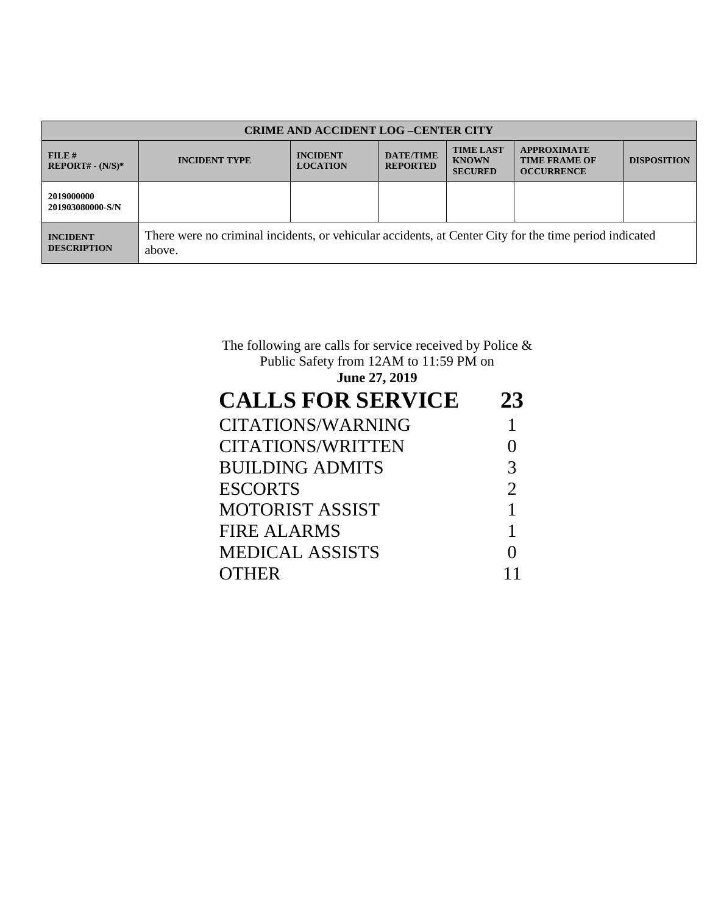| CRIME AND ACCIDENT LOG –CENTER CITY | | | | | | |
|---|---|---|---|---|---|---|
| **FILE # REPORT# - (N/S)*** | **INCIDENT TYPE** | **INCIDENT LOCATION** | **DATE/TIME REPORTED** | **TIME LAST KNOWN SECURED** | **APPROXIMATE TIME FRAME OF OCCURRENCE** | **DISPOSITION** |
| **2019000000 201903080000-S/N** | | | | | | |
| **INCIDENT DESCRIPTION** | There were no criminal incidents, or vehicular accidents, at Center City for the time period indicated above. | | | | | |

The following are calls for service received by Police & Public Safety from 12AM to 11:59 PM on

**June 27, 2019**

| | |
|---|---|
| **CALLS FOR SERVICE** | **23** |
| CITATIONS/WARNING | 1 |
| CITATIONS/WRITTEN | 0 |
| BUILDING ADMITS | 3 |
| ESCORTS | 2 |
| MOTORIST ASSIST | 1 |
| FIRE ALARMS | 1 |
| MEDICAL ASSISTS | 0 |
| OTHER | 11 |